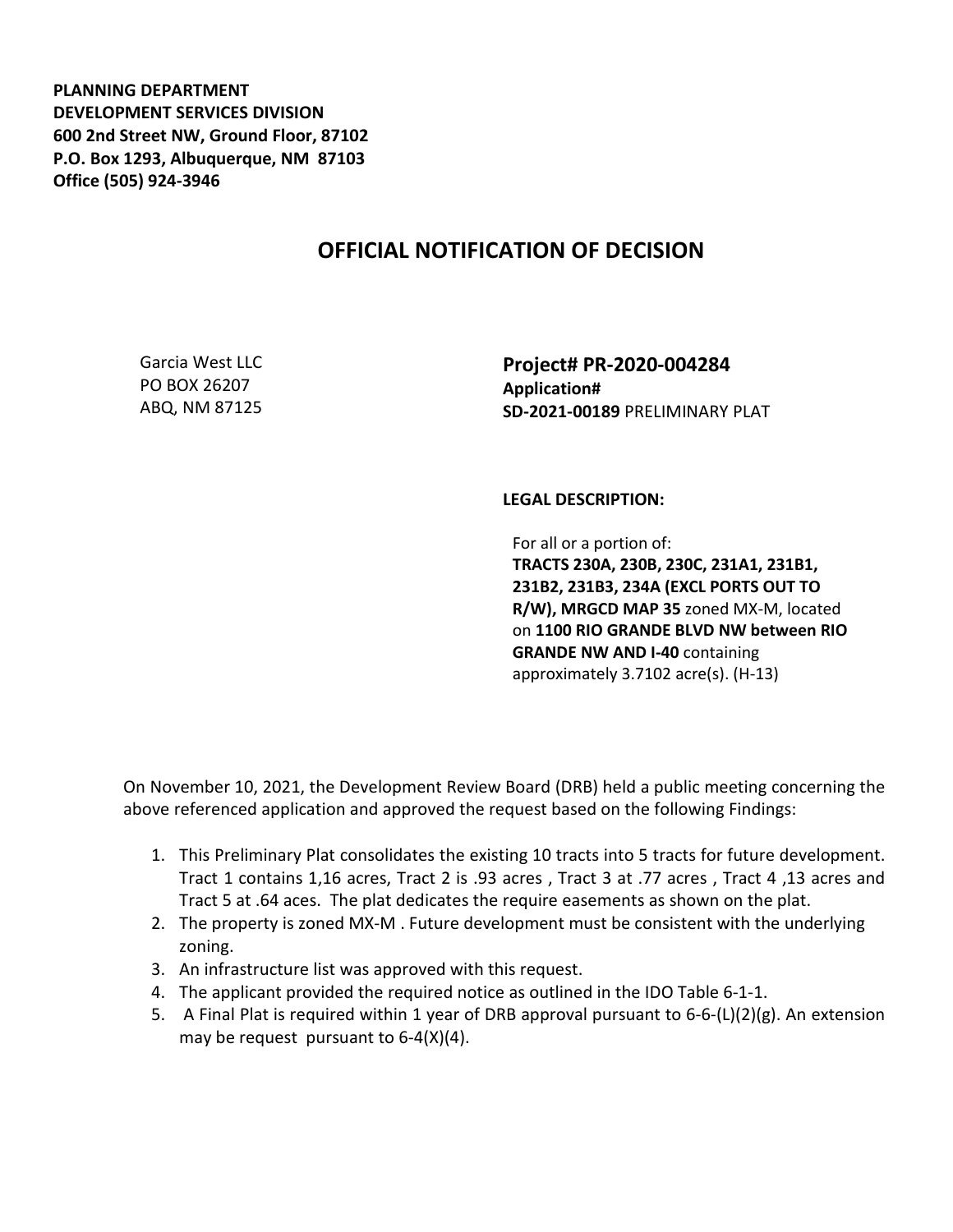**PLANNING DEPARTMENT**
**DEVELOPMENT SERVICES DIVISION**
**600 2nd Street NW, Ground Floor, 87102**
**P.O. Box 1293, Albuquerque, NM 87103**
**Office (505) 924-3946**

# OFFICIAL NOTIFICATION OF DECISION

Garcia West LLC
PO BOX 26207
ABQ, NM 87125

**Project# PR-2020-004284**
**Application#**
**SD-2021-00189** PRELIMINARY PLAT

**LEGAL DESCRIPTION:**

For all or a portion of:
**TRACTS 230A, 230B, 230C, 231A1, 231B1, 231B2, 231B3, 234A (EXCL PORTS OUT TO R/W), MRGCD MAP 35** zoned MX-M, located on **1100 RIO GRANDE BLVD NW between RIO GRANDE NW AND I-40** containing approximately 3.7102 acre(s). (H-13)

On November 10, 2021, the Development Review Board (DRB) held a public meeting concerning the above referenced application and approved the request based on the following Findings:

1. This Preliminary Plat consolidates the existing 10 tracts into 5 tracts for future development. Tract 1 contains 1,16 acres, Tract 2 is .93 acres , Tract 3 at .77 acres , Tract 4 ,13 acres and Tract 5 at .64 aces. The plat dedicates the require easements as shown on the plat.
2. The property is zoned MX-M . Future development must be consistent with the underlying zoning.
3. An infrastructure list was approved with this request.
4. The applicant provided the required notice as outlined in the IDO Table 6-1-1.
5. A Final Plat is required within 1 year of DRB approval pursuant to 6-6-(L)(2)(g). An extension may be request pursuant to 6-4(X)(4).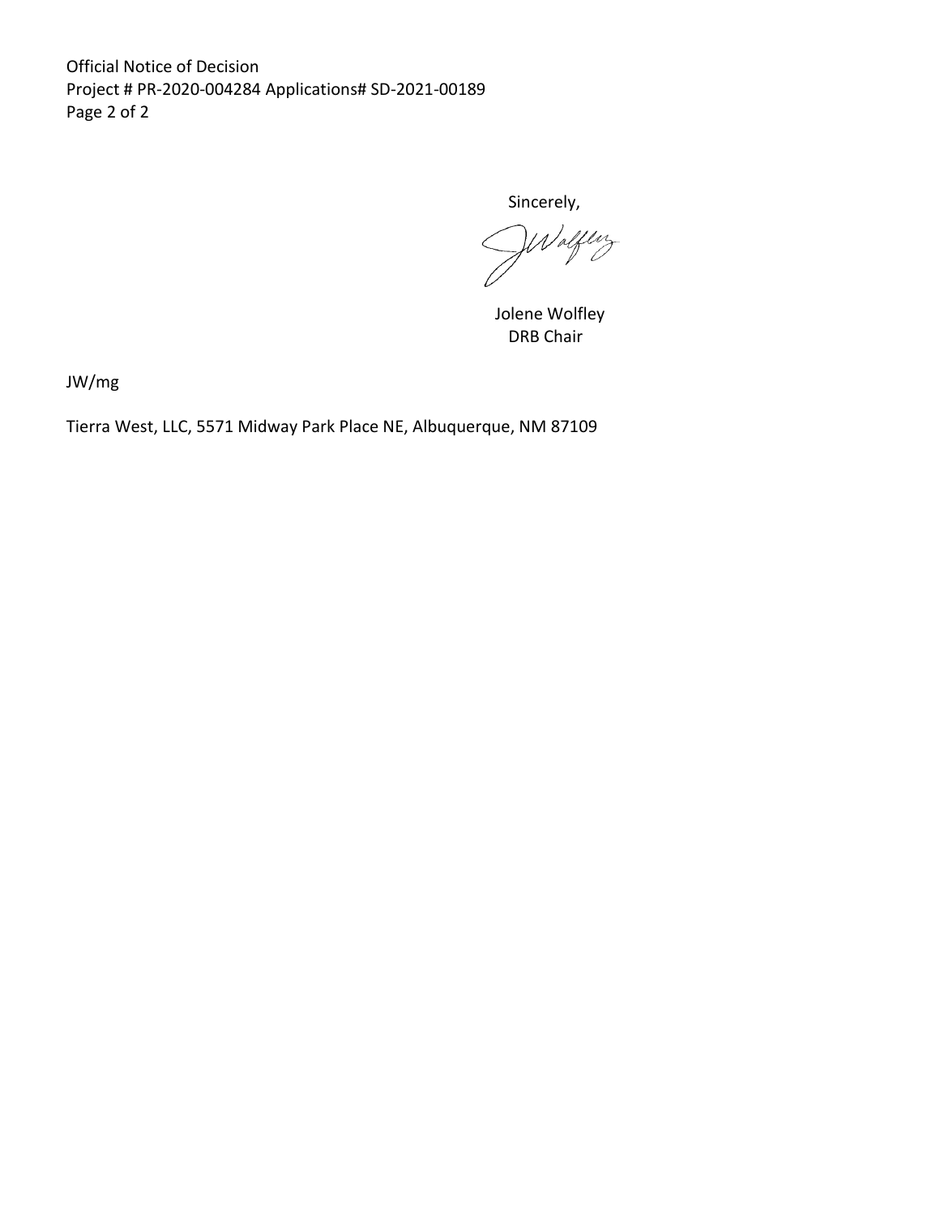Sincerely,

Jolene Wolfley
DRB Chair

JW/mg

Tierra West, LLC, 5571 Midway Park Place NE, Albuquerque, NM 87109